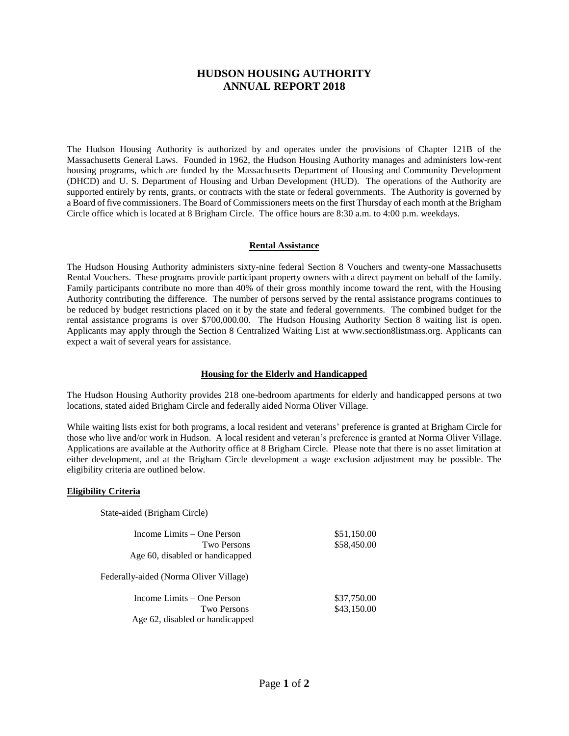# HUDSON HOUSING AUTHORITY
# ANNUAL REPORT 2018

The Hudson Housing Authority is authorized by and operates under the provisions of Chapter 121B of the Massachusetts General Laws. Founded in 1962, the Hudson Housing Authority manages and administers low-rent housing programs, which are funded by the Massachusetts Department of Housing and Community Development (DHCD) and U. S. Department of Housing and Urban Development (HUD). The operations of the Authority are supported entirely by rents, grants, or contracts with the state or federal governments. The Authority is governed by a Board of five commissioners. The Board of Commissioners meets on the first Thursday of each month at the Brigham Circle office which is located at 8 Brigham Circle. The office hours are 8:30 a.m. to 4:00 p.m. weekdays.

## Rental Assistance

The Hudson Housing Authority administers sixty-nine federal Section 8 Vouchers and twenty-one Massachusetts Rental Vouchers. These programs provide participant property owners with a direct payment on behalf of the family. Family participants contribute no more than 40% of their gross monthly income toward the rent, with the Housing Authority contributing the difference. The number of persons served by the rental assistance programs continues to be reduced by budget restrictions placed on it by the state and federal governments. The combined budget for the rental assistance programs is over $700,000.00. The Hudson Housing Authority Section 8 waiting list is open. Applicants may apply through the Section 8 Centralized Waiting List at www.section8listmass.org. Applicants can expect a wait of several years for assistance.

## Housing for the Elderly and Handicapped

The Hudson Housing Authority provides 218 one-bedroom apartments for elderly and handicapped persons at two locations, stated aided Brigham Circle and federally aided Norma Oliver Village.

While waiting lists exist for both programs, a local resident and veterans' preference is granted at Brigham Circle for those who live and/or work in Hudson. A local resident and veteran's preference is granted at Norma Oliver Village. Applications are available at the Authority office at 8 Brigham Circle. Please note that there is no asset limitation at either development, and at the Brigham Circle development a wage exclusion adjustment may be possible. The eligibility criteria are outlined below.

### Eligibility Criteria

State-aided (Brigham Circle)

| | |
|---|---|
| Income Limits – One Person | $51,150.00 |
| Two Persons | $58,450.00 |
| Age 60, disabled or handicapped | |

Federally-aided (Norma Oliver Village)

| | |
|---|---|
| Income Limits – One Person | $37,750.00 |
| Two Persons | $43,150.00 |
| Age 62, disabled or handicapped | |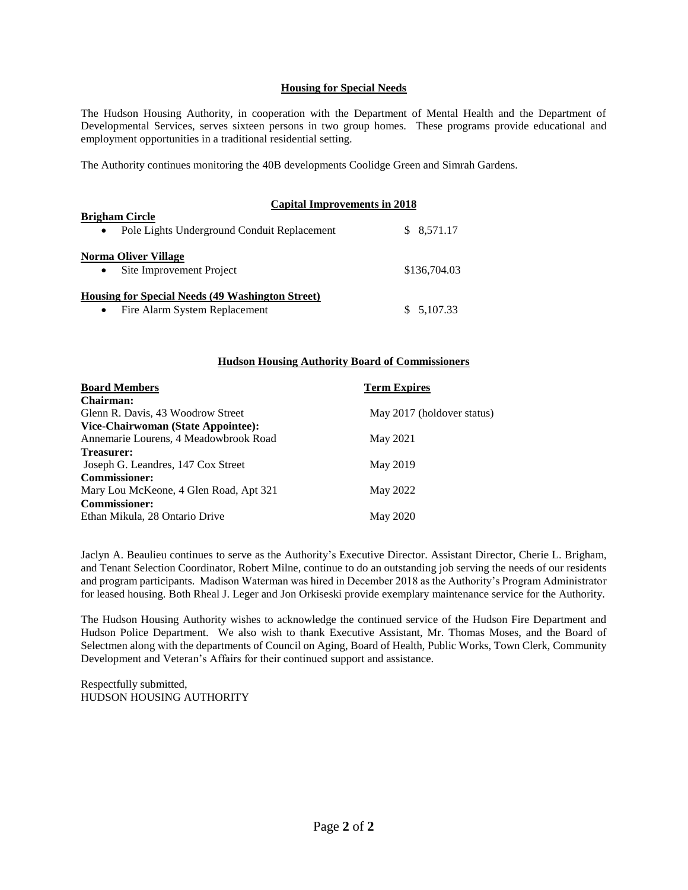## Housing for Special Needs

The Hudson Housing Authority, in cooperation with the Department of Mental Health and the Department of Developmental Services, serves sixteen persons in two group homes. These programs provide educational and employment opportunities in a traditional residential setting.

The Authority continues monitoring the 40B developments Coolidge Green and Simrah Gardens.

## Capital Improvements in 2018

**Brigham Circle**

- Pole Lights Underground Conduit Replacement — $ 8,571.17

**Norma Oliver Village**

- Site Improvement Project — $136,704.03

**Housing for Special Needs (49 Washington Street)**

- Fire Alarm System Replacement — $ 5,107.33

## Hudson Housing Authority Board of Commissioners

| Board Members | Term Expires |
|---|---|
| **Chairman:** | |
| Glenn R. Davis, 43 Woodrow Street | May 2017 (holdover status) |
| **Vice-Chairwoman (State Appointee):** | |
| Annemarie Lourens, 4 Meadowbrook Road | May 2021 |
| **Treasurer:** | |
| Joseph G. Leandres, 147 Cox Street | May 2019 |
| **Commissioner:** | |
| Mary Lou McKeone, 4 Glen Road, Apt 321 | May 2022 |
| **Commissioner:** | |
| Ethan Mikula, 28 Ontario Drive | May 2020 |

Jaclyn A. Beaulieu continues to serve as the Authority's Executive Director. Assistant Director, Cherie L. Brigham, and Tenant Selection Coordinator, Robert Milne, continue to do an outstanding job serving the needs of our residents and program participants. Madison Waterman was hired in December 2018 as the Authority's Program Administrator for leased housing. Both Rheal J. Leger and Jon Orkiseski provide exemplary maintenance service for the Authority.

The Hudson Housing Authority wishes to acknowledge the continued service of the Hudson Fire Department and Hudson Police Department. We also wish to thank Executive Assistant, Mr. Thomas Moses, and the Board of Selectmen along with the departments of Council on Aging, Board of Health, Public Works, Town Clerk, Community Development and Veteran's Affairs for their continued support and assistance.

Respectfully submitted,
HUDSON HOUSING AUTHORITY